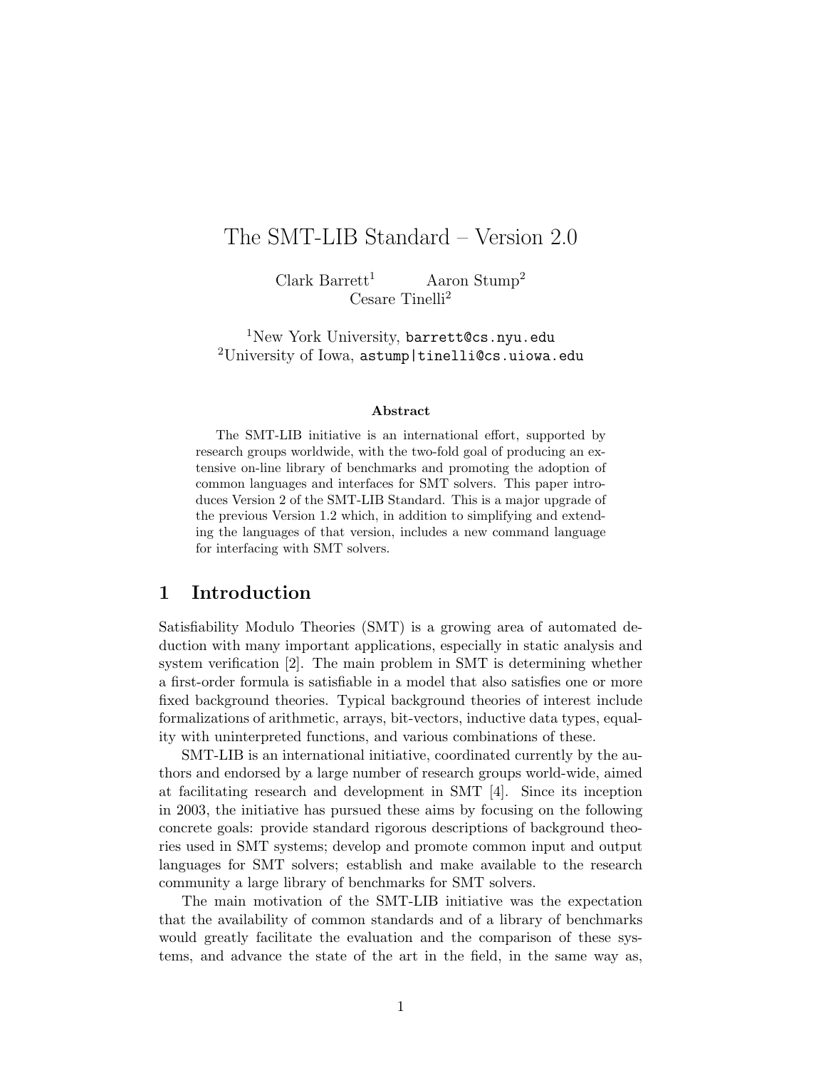# The SMT-LIB Standard – Version 2.0

Clark Barrett[1] Aaron Stump[2]
Cesare Tinelli[2]

[1]New York University, `barrett@cs.nyu.edu`
[2]University of Iowa, `astump|tinelli@cs.uiowa.edu`

### Abstract

The SMT-LIB initiative is an international effort, supported by research groups worldwide, with the two-fold goal of producing an extensive on-line library of benchmarks and promoting the adoption of common languages and interfaces for SMT solvers. This paper introduces Version 2 of the SMT-LIB Standard. This is a major upgrade of the previous Version 1.2 which, in addition to simplifying and extending the languages of that version, includes a new command language for interfacing with SMT solvers.

## 1 Introduction

Satisfiability Modulo Theories (SMT) is a growing area of automated deduction with many important applications, especially in static analysis and system verification [2]. The main problem in SMT is determining whether a first-order formula is satisfiable in a model that also satisfies one or more fixed background theories. Typical background theories of interest include formalizations of arithmetic, arrays, bit-vectors, inductive data types, equality with uninterpreted functions, and various combinations of these.

SMT-LIB is an international initiative, coordinated currently by the authors and endorsed by a large number of research groups world-wide, aimed at facilitating research and development in SMT [4]. Since its inception in 2003, the initiative has pursued these aims by focusing on the following concrete goals: provide standard rigorous descriptions of background theories used in SMT systems; develop and promote common input and output languages for SMT solvers; establish and make available to the research community a large library of benchmarks for SMT solvers.

The main motivation of the SMT-LIB initiative was the expectation that the availability of common standards and of a library of benchmarks would greatly facilitate the evaluation and the comparison of these systems, and advance the state of the art in the field, in the same way as,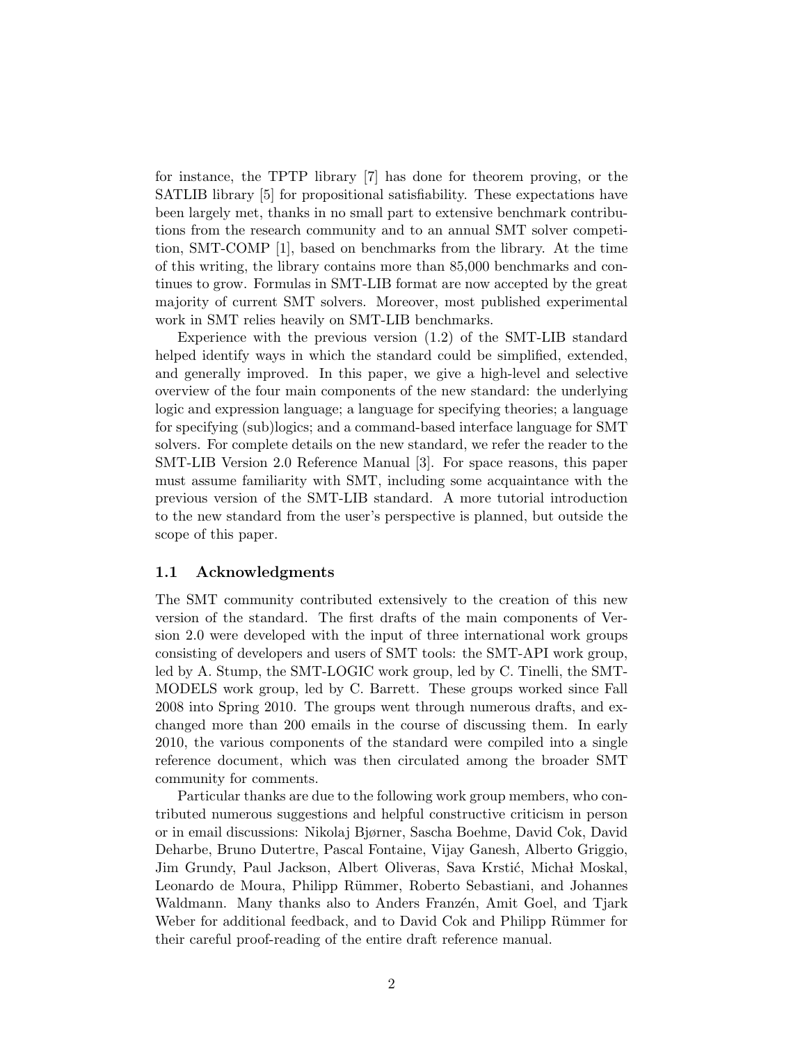for instance, the TPTP library [7] has done for theorem proving, or the SATLIB library [5] for propositional satisfiability. These expectations have been largely met, thanks in no small part to extensive benchmark contributions from the research community and to an annual SMT solver competition, SMT-COMP [1], based on benchmarks from the library. At the time of this writing, the library contains more than 85,000 benchmarks and continues to grow. Formulas in SMT-LIB format are now accepted by the great majority of current SMT solvers. Moreover, most published experimental work in SMT relies heavily on SMT-LIB benchmarks.

Experience with the previous version (1.2) of the SMT-LIB standard helped identify ways in which the standard could be simplified, extended, and generally improved. In this paper, we give a high-level and selective overview of the four main components of the new standard: the underlying logic and expression language; a language for specifying theories; a language for specifying (sub)logics; and a command-based interface language for SMT solvers. For complete details on the new standard, we refer the reader to the SMT-LIB Version 2.0 Reference Manual [3]. For space reasons, this paper must assume familiarity with SMT, including some acquaintance with the previous version of the SMT-LIB standard. A more tutorial introduction to the new standard from the user's perspective is planned, but outside the scope of this paper.

### 1.1 Acknowledgments

The SMT community contributed extensively to the creation of this new version of the standard. The first drafts of the main components of Version 2.0 were developed with the input of three international work groups consisting of developers and users of SMT tools: the SMT-API work group, led by A. Stump, the SMT-LOGIC work group, led by C. Tinelli, the SMT-MODELS work group, led by C. Barrett. These groups worked since Fall 2008 into Spring 2010. The groups went through numerous drafts, and exchanged more than 200 emails in the course of discussing them. In early 2010, the various components of the standard were compiled into a single reference document, which was then circulated among the broader SMT community for comments.

Particular thanks are due to the following work group members, who contributed numerous suggestions and helpful constructive criticism in person or in email discussions: Nikolaj Bjørner, Sascha Boehme, David Cok, David Deharbe, Bruno Dutertre, Pascal Fontaine, Vijay Ganesh, Alberto Griggio, Jim Grundy, Paul Jackson, Albert Oliveras, Sava Krstić, Michał Moskal, Leonardo de Moura, Philipp Rümmer, Roberto Sebastiani, and Johannes Waldmann. Many thanks also to Anders Franzén, Amit Goel, and Tjark Weber for additional feedback, and to David Cok and Philipp Rümmer for their careful proof-reading of the entire draft reference manual.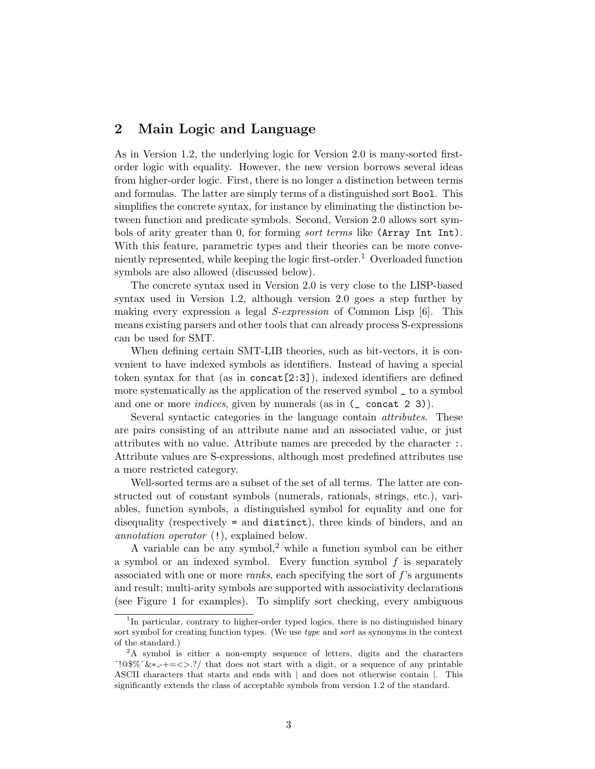## 2 Main Logic and Language

As in Version 1.2, the underlying logic for Version 2.0 is many-sorted first-order logic with equality. However, the new version borrows several ideas from higher-order logic. First, there is no longer a distinction between terms and formulas. The latter are simply terms of a distinguished sort `Bool`. This simplifies the concrete syntax, for instance by eliminating the distinction between function and predicate symbols. Second, Version 2.0 allows sort symbols of arity greater than 0, for forming *sort terms* like `(Array Int Int)`. With this feature, parametric types and their theories can be more conveniently represented, while keeping the logic first-order.[1] Overloaded function symbols are also allowed (discussed below).

The concrete syntax used in Version 2.0 is very close to the LISP-based syntax used in Version 1.2, although version 2.0 goes a step further by making every expression a legal *S-expression* of Common Lisp [6]. This means existing parsers and other tools that can already process S-expressions can be used for SMT.

When defining certain SMT-LIB theories, such as bit-vectors, it is convenient to have indexed symbols as identifiers. Instead of having a special token syntax for that (as in `concat[2:3]`), indexed identifiers are defined more systematically as the application of the reserved symbol `_` to a symbol and one or more *indices*, given by numerals (as in `(_ concat 2 3)`).

Several syntactic categories in the language contain *attributes*. These are pairs consisting of an attribute name and an associated value, or just attributes with no value. Attribute names are preceded by the character `:`. Attribute values are S-expressions, although most predefined attributes use a more restricted category.

Well-sorted terms are a subset of the set of all terms. The latter are constructed out of constant symbols (numerals, rationals, strings, etc.), variables, function symbols, a distinguished symbol for equality and one for disequality (respectively `=` and `distinct`), three kinds of binders, and an *annotation operator* (`!`), explained below.

A variable can be any symbol,[2] while a function symbol can be either a symbol or an indexed symbol. Every function symbol $f$ is separately associated with one or more *ranks*, each specifying the sort of $f$'s arguments and result; multi-arity symbols are supported with associativity declarations (see Figure 1 for examples). To simplify sort checking, every ambiguous

---

[1] In particular, contrary to higher-order typed logics, there is no distinguished binary sort symbol for creating function types. (We use *type* and *sort* as synonyms in the context of the standard.)

[2] A symbol is either a non-empty sequence of letters, digits and the characters ~!@$%^&*_-+=<>.?/ that does not start with a digit, or a sequence of any printable ASCII characters that starts and ends with | and does not otherwise contain |. This significantly extends the class of acceptable symbols from version 1.2 of the standard.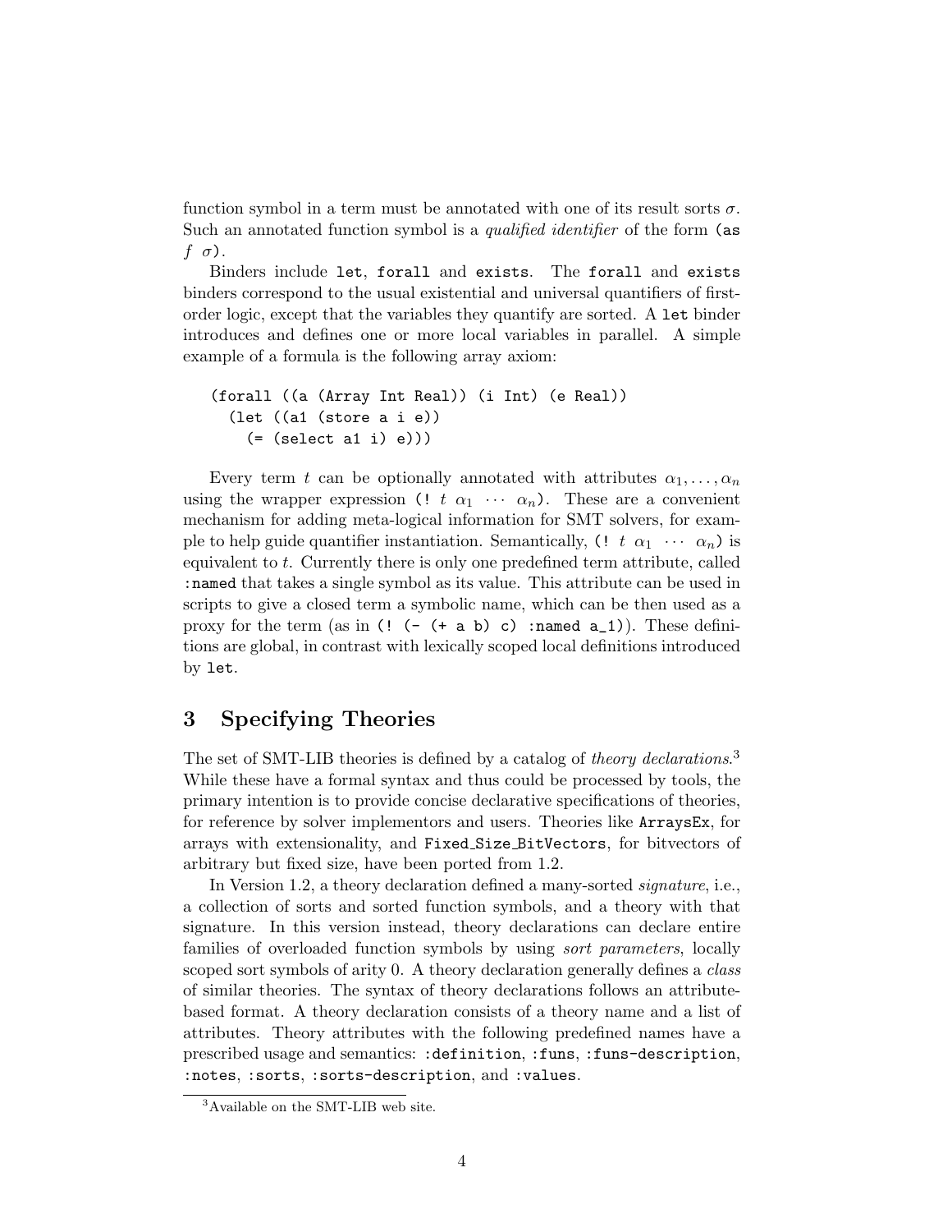function symbol in a term must be annotated with one of its result sorts $\sigma$. Such an annotated function symbol is a *qualified identifier* of the form `(as` $f$ $\sigma$`)`.

Binders include `let`, `forall` and `exists`. The `forall` and `exists` binders correspond to the usual existential and universal quantifiers of first-order logic, except that the variables they quantify are sorted. A `let` binder introduces and defines one or more local variables in parallel. A simple example of a formula is the following array axiom:

```
(forall ((a (Array Int Real)) (i Int) (e Real))
  (let ((a1 (store a i e))
    (= (select a1 i) e)))
```

Every term $t$ can be optionally annotated with attributes $\alpha_1, \ldots, \alpha_n$ using the wrapper expression `(!` $t$ $\alpha_1$ $\cdots$ $\alpha_n$`)`. These are a convenient mechanism for adding meta-logical information for SMT solvers, for example to help guide quantifier instantiation. Semantically, `(!` $t$ $\alpha_1$ $\cdots$ $\alpha_n$`)` is equivalent to $t$. Currently there is only one predefined term attribute, called `:named` that takes a single symbol as its value. This attribute can be used in scripts to give a closed term a symbolic name, which can be then used as a proxy for the term (as in `(! (- (+ a b) c) :named a_1)`). These definitions are global, in contrast with lexically scoped local definitions introduced by `let`.

## 3 Specifying Theories

The set of SMT-LIB theories is defined by a catalog of *theory declarations*.[3] While these have a formal syntax and thus could be processed by tools, the primary intention is to provide concise declarative specifications of theories, for reference by solver implementors and users. Theories like `ArraysEx`, for arrays with extensionality, and `Fixed_Size_BitVectors`, for bitvectors of arbitrary but fixed size, have been ported from 1.2.

In Version 1.2, a theory declaration defined a many-sorted *signature*, i.e., a collection of sorts and sorted function symbols, and a theory with that signature. In this version instead, theory declarations can declare entire families of overloaded function symbols by using *sort parameters*, locally scoped sort symbols of arity 0. A theory declaration generally defines a *class* of similar theories. The syntax of theory declarations follows an attribute-based format. A theory declaration consists of a theory name and a list of attributes. Theory attributes with the following predefined names have a prescribed usage and semantics: `:definition`, `:funs`, `:funs-description`, `:notes`, `:sorts`, `:sorts-description`, and `:values`.

[3] Available on the SMT-LIB web site.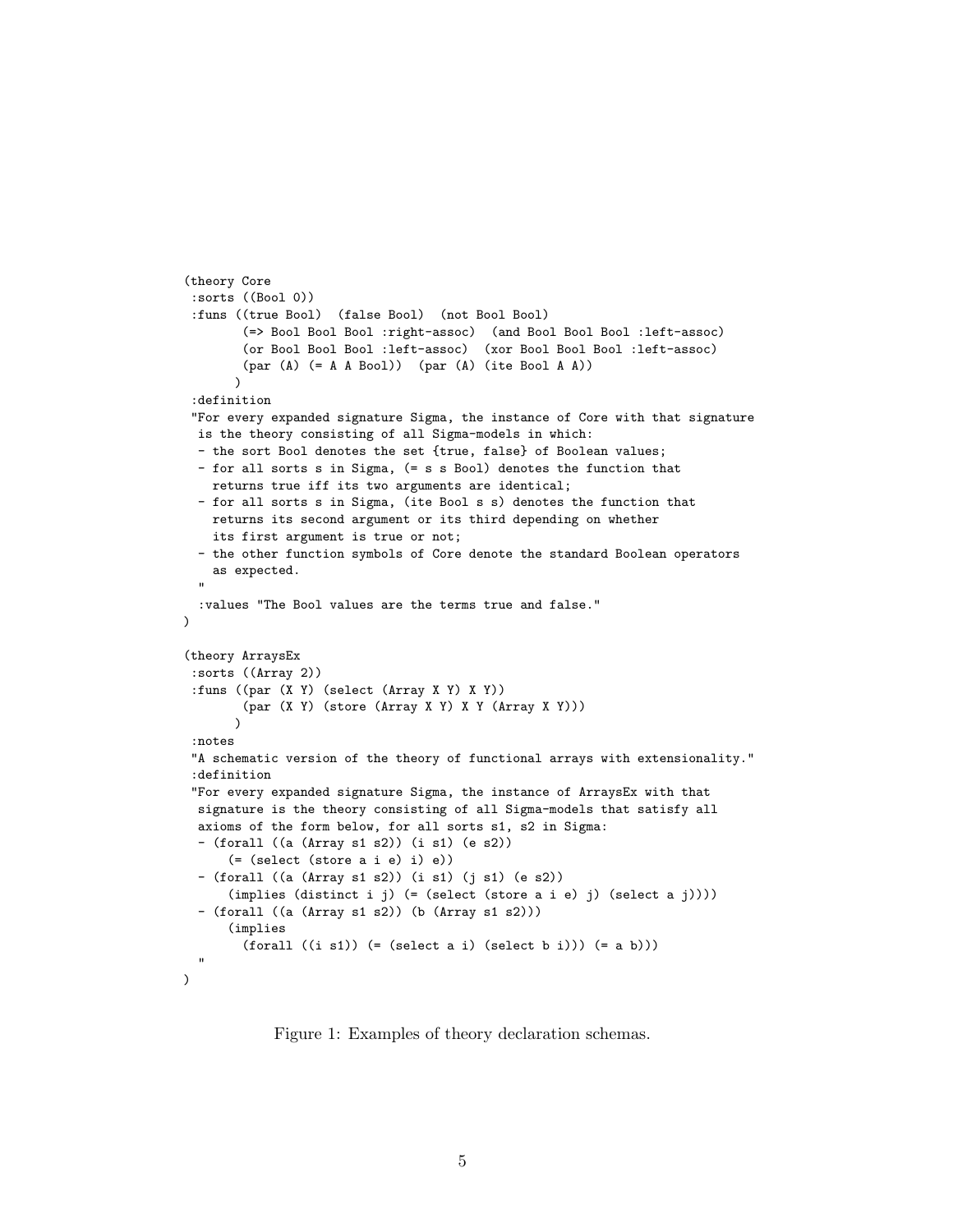```
(theory Core
 :sorts ((Bool 0))
 :funs ((true Bool)  (false Bool)  (not Bool Bool)
        (=> Bool Bool Bool :right-assoc)  (and Bool Bool Bool :left-assoc)
        (or Bool Bool Bool :left-assoc)  (xor Bool Bool Bool :left-assoc)
        (par (A) (= A A Bool))  (par (A) (ite Bool A A))
       )
 :definition
 "For every expanded signature Sigma, the instance of Core with that signature
  is the theory consisting of all Sigma-models in which:
  - the sort Bool denotes the set {true, false} of Boolean values;
  - for all sorts s in Sigma, (= s s Bool) denotes the function that
    returns true iff its two arguments are identical;
  - for all sorts s in Sigma, (ite Bool s s) denotes the function that
    returns its second argument or its third depending on whether
    its first argument is true or not;
  - the other function symbols of Core denote the standard Boolean operators
    as expected.
  "
  :values "The Bool values are the terms true and false."
)

(theory ArraysEx
 :sorts ((Array 2))
 :funs ((par (X Y) (select (Array X Y) X Y))
        (par (X Y) (store (Array X Y) X Y (Array X Y)))
       )
 :notes
 "A schematic version of the theory of functional arrays with extensionality."
 :definition
 "For every expanded signature Sigma, the instance of ArraysEx with that
  signature is the theory consisting of all Sigma-models that satisfy all
  axioms of the form below, for all sorts s1, s2 in Sigma:
  - (forall ((a (Array s1 s2)) (i s1) (e s2))
      (= (select (store a i e) i) e))
  - (forall ((a (Array s1 s2)) (i s1) (j s1) (e s2))
      (implies (distinct i j) (= (select (store a i e) j) (select a j))))
  - (forall ((a (Array s1 s2)) (b (Array s1 s2)))
      (implies
        (forall ((i s1)) (= (select a i) (select b i))) (= a b)))
  "
)
```

Figure 1: Examples of theory declaration schemas.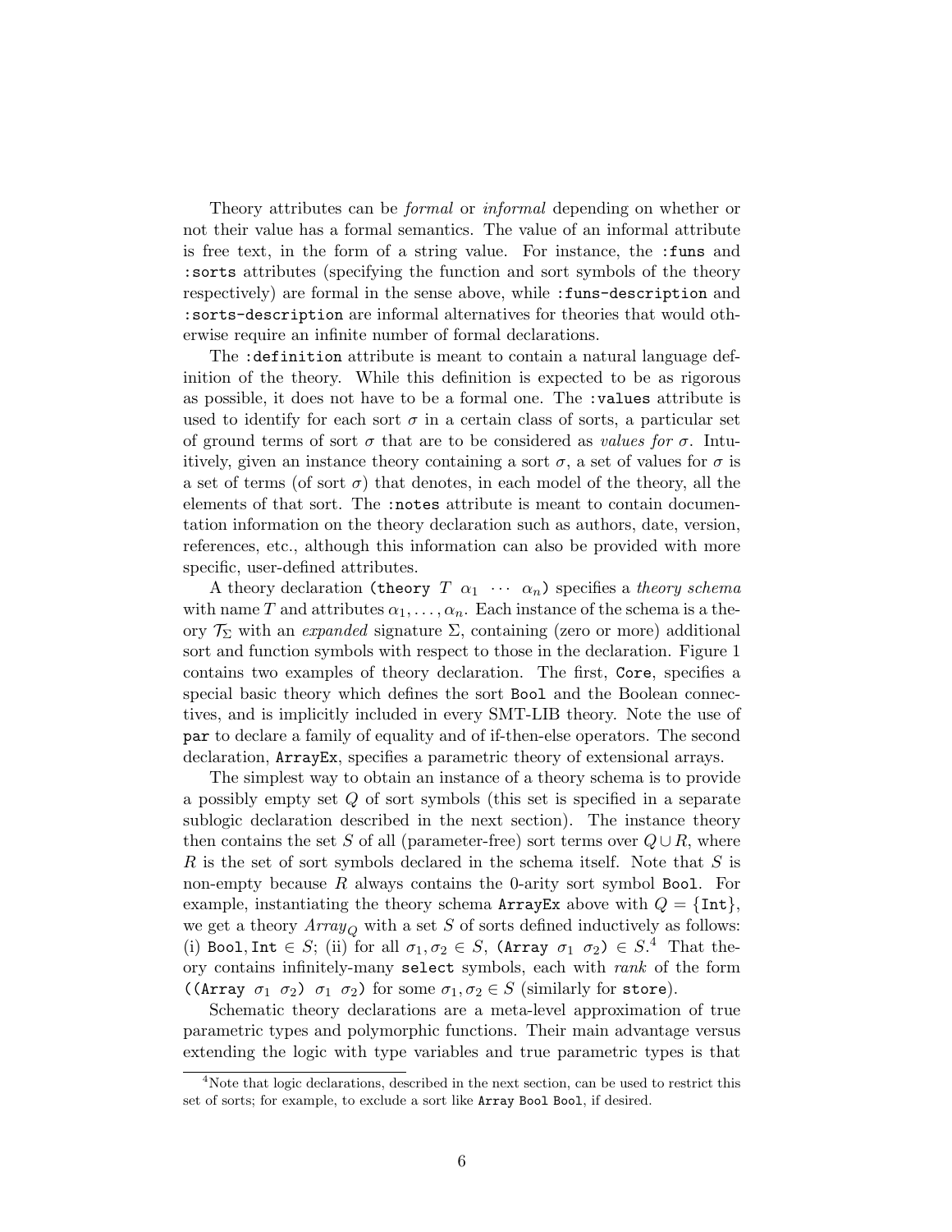Theory attributes can be *formal* or *informal* depending on whether or not their value has a formal semantics. The value of an informal attribute is free text, in the form of a string value. For instance, the `:funs` and `:sorts` attributes (specifying the function and sort symbols of the theory respectively) are formal in the sense above, while `:funs-description` and `:sorts-description` are informal alternatives for theories that would otherwise require an infinite number of formal declarations.

The `:definition` attribute is meant to contain a natural language definition of the theory. While this definition is expected to be as rigorous as possible, it does not have to be a formal one. The `:values` attribute is used to identify for each sort $\sigma$ in a certain class of sorts, a particular set of ground terms of sort $\sigma$ that are to be considered as *values for* $\sigma$. Intuitively, given an instance theory containing a sort $\sigma$, a set of values for $\sigma$ is a set of terms (of sort $\sigma$) that denotes, in each model of the theory, all the elements of that sort. The `:notes` attribute is meant to contain documentation information on the theory declaration such as authors, date, version, references, etc., although this information can also be provided with more specific, user-defined attributes.

A theory declaration (`theory` $T$ $\alpha_1$ $\cdots$ $\alpha_n$) specifies a *theory schema* with name $T$ and attributes $\alpha_1, \ldots, \alpha_n$. Each instance of the schema is a theory $\mathcal{T}_\Sigma$ with an *expanded* signature $\Sigma$, containing (zero or more) additional sort and function symbols with respect to those in the declaration. Figure 1 contains two examples of theory declaration. The first, `Core`, specifies a special basic theory which defines the sort `Bool` and the Boolean connectives, and is implicitly included in every SMT-LIB theory. Note the use of `par` to declare a family of equality and of if-then-else operators. The second declaration, `ArrayEx`, specifies a parametric theory of extensional arrays.

The simplest way to obtain an instance of a theory schema is to provide a possibly empty set $Q$ of sort symbols (this set is specified in a separate sublogic declaration described in the next section). The instance theory then contains the set $S$ of all (parameter-free) sort terms over $Q \cup R$, where $R$ is the set of sort symbols declared in the schema itself. Note that $S$ is non-empty because $R$ always contains the 0-arity sort symbol `Bool`. For example, instantiating the theory schema `ArrayEx` above with $Q = \{\texttt{Int}\}$, we get a theory $Array_Q$ with a set $S$ of sorts defined inductively as follows: (i) `Bool`, `Int` $\in S$; (ii) for all $\sigma_1, \sigma_2 \in S$, (`Array` $\sigma_1$ $\sigma_2$) $\in S$.[4] That theory contains infinitely-many `select` symbols, each with *rank* of the form ((`Array` $\sigma_1$ $\sigma_2$) $\sigma_1$ $\sigma_2$) for some $\sigma_1, \sigma_2 \in S$ (similarly for `store`).

Schematic theory declarations are a meta-level approximation of true parametric types and polymorphic functions. Their main advantage versus extending the logic with type variables and true parametric types is that

[4]Note that logic declarations, described in the next section, can be used to restrict this set of sorts; for example, to exclude a sort like `Array Bool Bool`, if desired.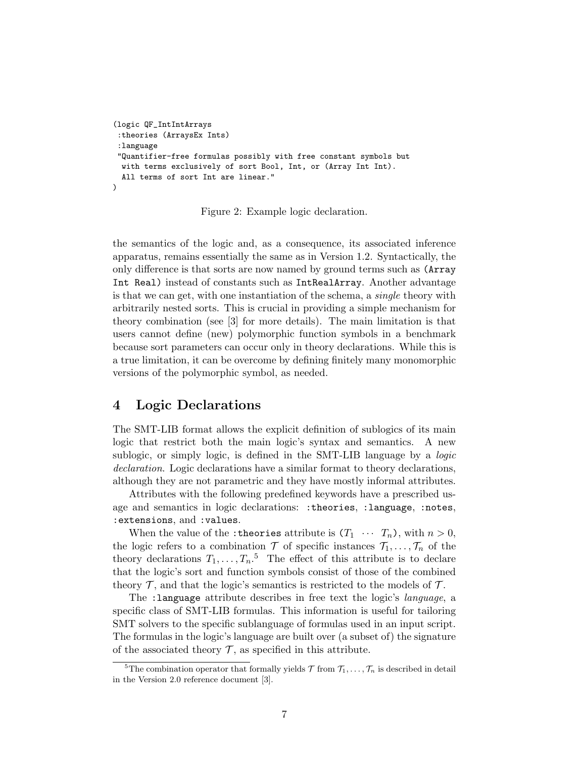```
(logic QF_IntIntArrays
 :theories (ArraysEx Ints)
 :language
 "Quantifier-free formulas possibly with free constant symbols but
  with terms exclusively of sort Bool, Int, or (Array Int Int).
  All terms of sort Int are linear."
)
```

Figure 2: Example logic declaration.

the semantics of the logic and, as a consequence, its associated inference apparatus, remains essentially the same as in Version 1.2. Syntactically, the only difference is that sorts are now named by ground terms such as `(Array Int Real)` instead of constants such as `IntRealArray`. Another advantage is that we can get, with one instantiation of the schema, a *single* theory with arbitrarily nested sorts. This is crucial in providing a simple mechanism for theory combination (see [3] for more details). The main limitation is that users cannot define (new) polymorphic function symbols in a benchmark because sort parameters can occur only in theory declarations. While this is a true limitation, it can be overcome by defining finitely many monomorphic versions of the polymorphic symbol, as needed.

## 4 Logic Declarations

The SMT-LIB format allows the explicit definition of sublogics of its main logic that restrict both the main logic's syntax and semantics. A new sublogic, or simply logic, is defined in the SMT-LIB language by a *logic declaration*. Logic declarations have a similar format to theory declarations, although they are not parametric and they have mostly informal attributes.

Attributes with the following predefined keywords have a prescribed usage and semantics in logic declarations: `:theories`, `:language`, `:notes`, `:extensions`, and `:values`.

When the value of the `:theories` attribute is $(T_1 \ \cdots \ T_n)$, with $n > 0$, the logic refers to a combination $\mathcal{T}$ of specific instances $\mathcal{T}_1, \ldots, \mathcal{T}_n$ of the theory declarations $T_1, \ldots, T_n$.[5] The effect of this attribute is to declare that the logic's sort and function symbols consist of those of the combined theory $\mathcal{T}$, and that the logic's semantics is restricted to the models of $\mathcal{T}$.

The `:language` attribute describes in free text the logic's *language*, a specific class of SMT-LIB formulas. This information is useful for tailoring SMT solvers to the specific sublanguage of formulas used in an input script. The formulas in the logic's language are built over (a subset of) the signature of the associated theory $\mathcal{T}$, as specified in this attribute.

[5] The combination operator that formally yields $\mathcal{T}$ from $\mathcal{T}_1, \ldots, \mathcal{T}_n$ is described in detail in the Version 2.0 reference document [3].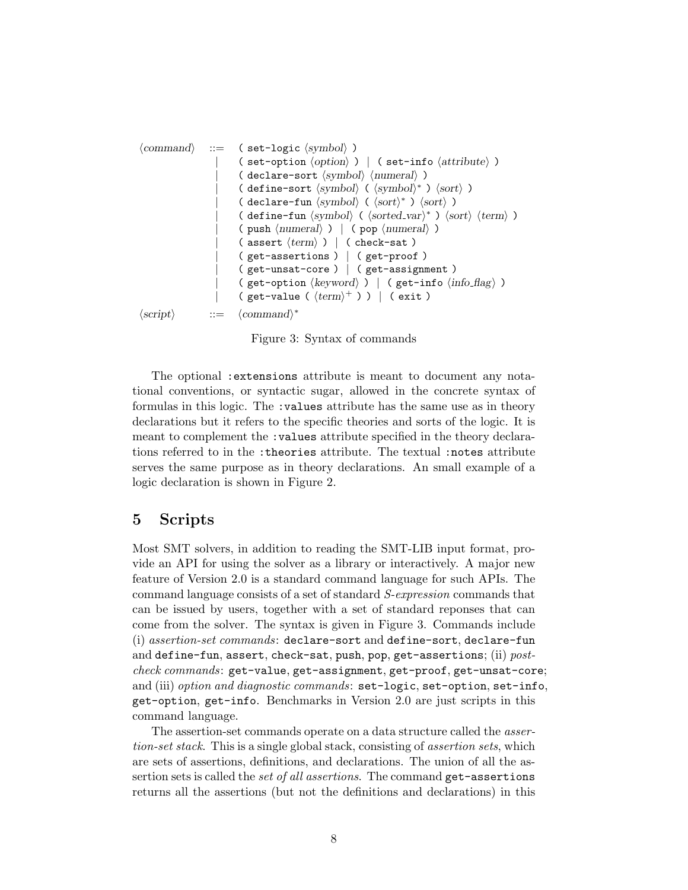```
⟨command⟩  ::=  ( set-logic ⟨symbol⟩ )
             |  ( set-option ⟨option⟩ ) | ( set-info ⟨attribute⟩ )
             |  ( declare-sort ⟨symbol⟩ ⟨numeral⟩ )
             |  ( define-sort ⟨symbol⟩ ( ⟨symbol⟩* ) ⟨sort⟩ )
             |  ( declare-fun ⟨symbol⟩ ( ⟨sort⟩* ) ⟨sort⟩ )
             |  ( define-fun ⟨symbol⟩ ( ⟨sorted_var⟩* ) ⟨sort⟩ ⟨term⟩ )
             |  ( push ⟨numeral⟩ ) | ( pop ⟨numeral⟩ )
             |  ( assert ⟨term⟩ ) | ( check-sat )
             |  ( get-assertions ) | ( get-proof )
             |  ( get-unsat-core ) | ( get-assignment )
             |  ( get-option ⟨keyword⟩ ) | ( get-info ⟨info_flag⟩ )
             |  ( get-value ( ⟨term⟩+ ) ) | ( exit )
⟨script⟩   ::=  ⟨command⟩*
```

Figure 3: Syntax of commands

The optional `:extensions` attribute is meant to document any notational conventions, or syntactic sugar, allowed in the concrete syntax of formulas in this logic. The `:values` attribute has the same use as in theory declarations but it refers to the specific theories and sorts of the logic. It is meant to complement the `:values` attribute specified in the theory declarations referred to in the `:theories` attribute. The textual `:notes` attribute serves the same purpose as in theory declarations. An small example of a logic declaration is shown in Figure 2.

## 5 Scripts

Most SMT solvers, in addition to reading the SMT-LIB input format, provide an API for using the solver as a library or interactively. A major new feature of Version 2.0 is a standard command language for such APIs. The command language consists of a set of standard *S-expression* commands that can be issued by users, together with a set of standard reponses that can come from the solver. The syntax is given in Figure 3. Commands include (i) *assertion-set commands*: `declare-sort` and `define-sort`, `declare-fun` and `define-fun`, `assert`, `check-sat`, `push`, `pop`, `get-assertions`; (ii) *post-check commands*: `get-value`, `get-assignment`, `get-proof`, `get-unsat-core`; and (iii) *option and diagnostic commands*: `set-logic`, `set-option`, `set-info`, `get-option`, `get-info`. Benchmarks in Version 2.0 are just scripts in this command language.

The assertion-set commands operate on a data structure called the *assertion-set stack*. This is a single global stack, consisting of *assertion sets*, which are sets of assertions, definitions, and declarations. The union of all the assertion sets is called the *set of all assertions*. The command `get-assertions` returns all the assertions (but not the definitions and declarations) in this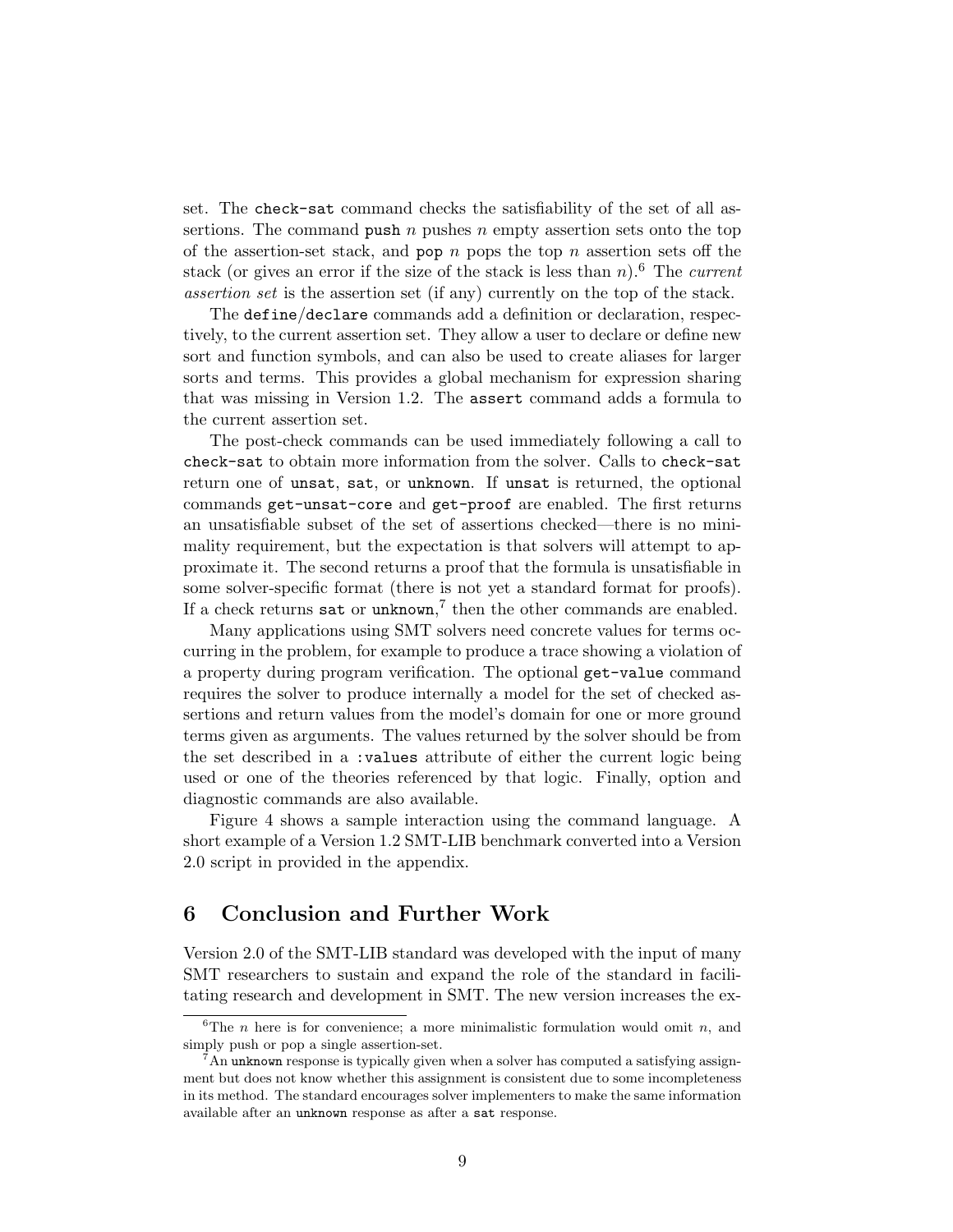set. The `check-sat` command checks the satisfiability of the set of all assertions. The command `push` $n$ pushes $n$ empty assertion sets onto the top of the assertion-set stack, and `pop` $n$ pops the top $n$ assertion sets off the stack (or gives an error if the size of the stack is less than $n$).[6] The *current assertion set* is the assertion set (if any) currently on the top of the stack.

The `define`/`declare` commands add a definition or declaration, respectively, to the current assertion set. They allow a user to declare or define new sort and function symbols, and can also be used to create aliases for larger sorts and terms. This provides a global mechanism for expression sharing that was missing in Version 1.2. The `assert` command adds a formula to the current assertion set.

The post-check commands can be used immediately following a call to `check-sat` to obtain more information from the solver. Calls to `check-sat` return one of `unsat`, `sat`, or `unknown`. If `unsat` is returned, the optional commands `get-unsat-core` and `get-proof` are enabled. The first returns an unsatisfiable subset of the set of assertions checked—there is no minimality requirement, but the expectation is that solvers will attempt to approximate it. The second returns a proof that the formula is unsatisfiable in some solver-specific format (there is not yet a standard format for proofs). If a check returns `sat` or `unknown`,[7] then the other commands are enabled.

Many applications using SMT solvers need concrete values for terms occurring in the problem, for example to produce a trace showing a violation of a property during program verification. The optional `get-value` command requires the solver to produce internally a model for the set of checked assertions and return values from the model's domain for one or more ground terms given as arguments. The values returned by the solver should be from the set described in a `:values` attribute of either the current logic being used or one of the theories referenced by that logic. Finally, option and diagnostic commands are also available.

Figure 4 shows a sample interaction using the command language. A short example of a Version 1.2 SMT-LIB benchmark converted into a Version 2.0 script in provided in the appendix.

# 6 Conclusion and Further Work

Version 2.0 of the SMT-LIB standard was developed with the input of many SMT researchers to sustain and expand the role of the standard in facilitating research and development in SMT. The new version increases the ex-

---

[6] The $n$ here is for convenience; a more minimalistic formulation would omit $n$, and simply push or pop a single assertion-set.

[7] An `unknown` response is typically given when a solver has computed a satisfying assignment but does not know whether this assignment is consistent due to some incompleteness in its method. The standard encourages solver implementers to make the same information available after an `unknown` response as after a `sat` response.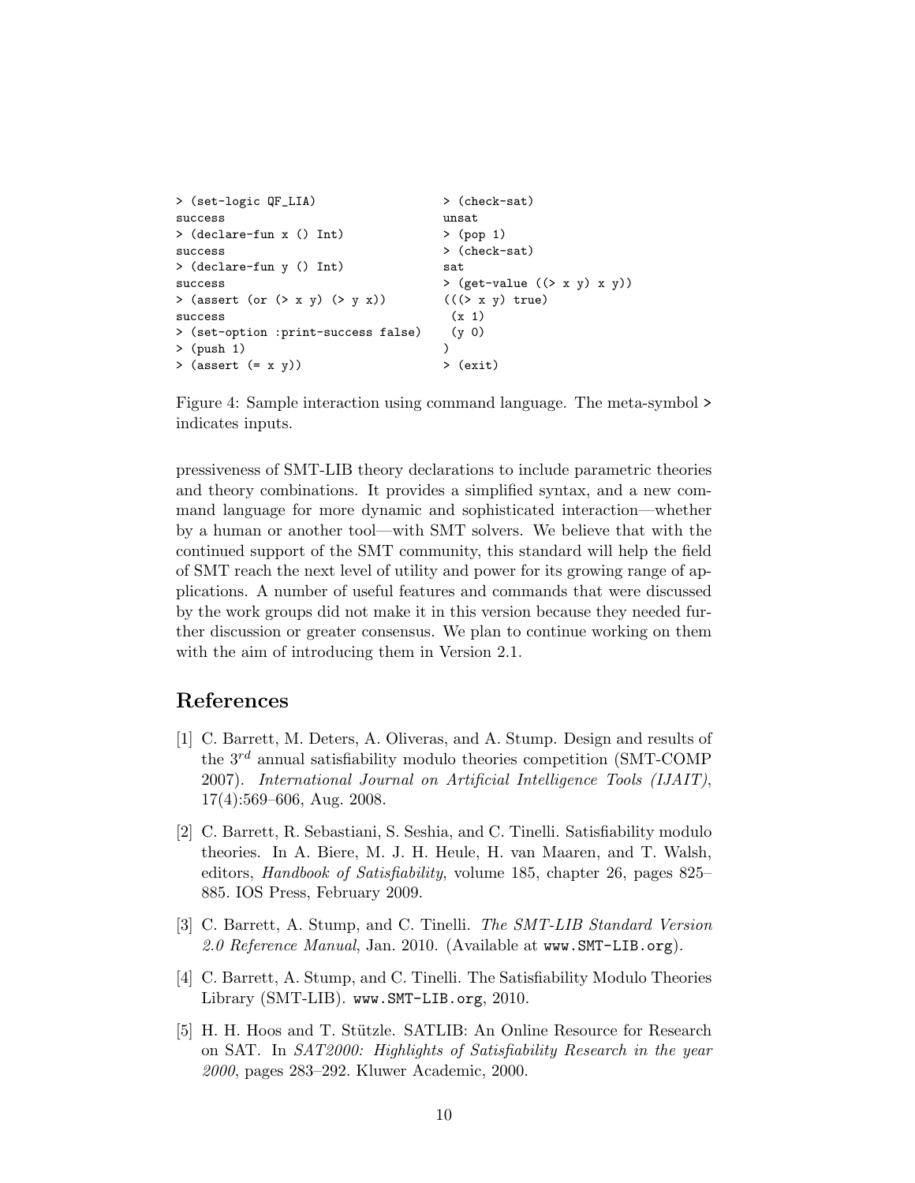```
> (set-logic QF_LIA)
success
> (declare-fun x () Int)
success
> (declare-fun y () Int)
success
> (assert (or (> x y) (> y x)))
success
> (set-option :print-success false)
> (push 1)
> (assert (= x y))
> (check-sat)
unsat
> (pop 1)
> (check-sat)
sat
> (get-value ((> x y) x y))
(((> x y) true)
 (x 1)
 (y 0)
)
> (exit)
```

Figure 4: Sample interaction using command language. The meta-symbol `>` indicates inputs.

pressiveness of SMT-LIB theory declarations to include parametric theories and theory combinations. It provides a simplified syntax, and a new command language for more dynamic and sophisticated interaction—whether by a human or another tool—with SMT solvers. We believe that with the continued support of the SMT community, this standard will help the field of SMT reach the next level of utility and power for its growing range of applications. A number of useful features and commands that were discussed by the work groups did not make it in this version because they needed further discussion or greater consensus. We plan to continue working on them with the aim of introducing them in Version 2.1.

## References

[1] C. Barrett, M. Deters, A. Oliveras, and A. Stump. Design and results of the $3^{rd}$ annual satisfiability modulo theories competition (SMT-COMP 2007). *International Journal on Artificial Intelligence Tools (IJAIT)*, 17(4):569–606, Aug. 2008.

[2] C. Barrett, R. Sebastiani, S. Seshia, and C. Tinelli. Satisfiability modulo theories. In A. Biere, M. J. H. Heule, H. van Maaren, and T. Walsh, editors, *Handbook of Satisfiability*, volume 185, chapter 26, pages 825–885. IOS Press, February 2009.

[3] C. Barrett, A. Stump, and C. Tinelli. *The SMT-LIB Standard Version 2.0 Reference Manual*, Jan. 2010. (Available at `www.SMT-LIB.org`).

[4] C. Barrett, A. Stump, and C. Tinelli. The Satisfiability Modulo Theories Library (SMT-LIB). `www.SMT-LIB.org`, 2010.

[5] H. H. Hoos and T. Stützle. SATLIB: An Online Resource for Research on SAT. In *SAT2000: Highlights of Satisfiability Research in the year 2000*, pages 283–292. Kluwer Academic, 2000.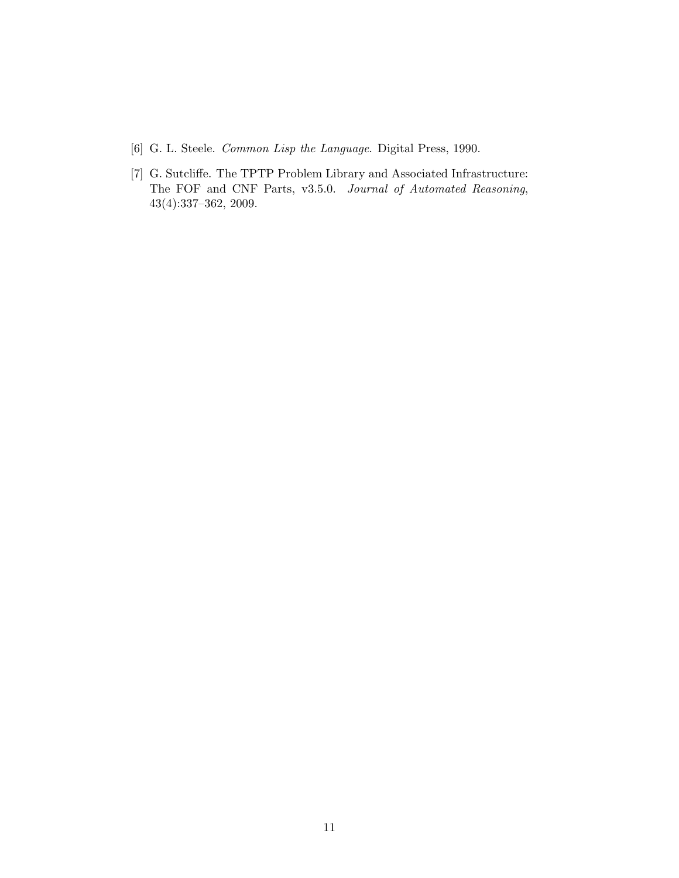[6] G. L. Steele. *Common Lisp the Language*. Digital Press, 1990.

[7] G. Sutcliffe. The TPTP Problem Library and Associated Infrastructure: The FOF and CNF Parts, v3.5.0. *Journal of Automated Reasoning*, 43(4):337–362, 2009.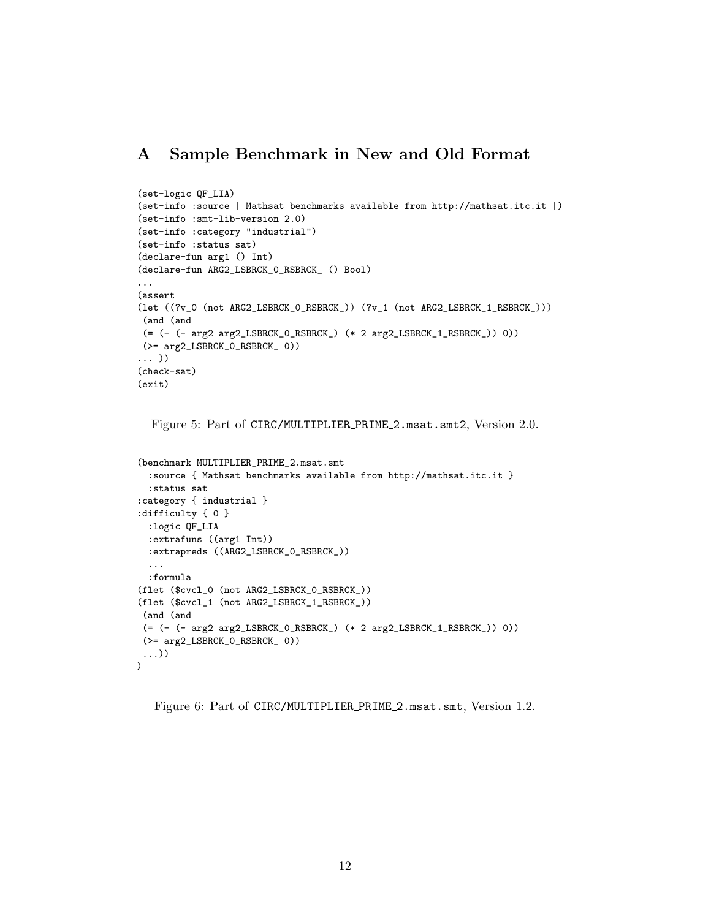# A Sample Benchmark in New and Old Format

```
(set-logic QF_LIA)
(set-info :source | Mathsat benchmarks available from http://mathsat.itc.it |)
(set-info :smt-lib-version 2.0)
(set-info :category "industrial")
(set-info :status sat)
(declare-fun arg1 () Int)
(declare-fun ARG2_LSBRCK_0_RSBRCK_ () Bool)
...
(assert
(let ((?v_0 (not ARG2_LSBRCK_0_RSBRCK_)) (?v_1 (not ARG2_LSBRCK_1_RSBRCK_)))
 (and (and
 (= (- (- arg2 arg2_LSBRCK_0_RSBRCK_) (* 2 arg2_LSBRCK_1_RSBRCK_)) 0))
 (>= arg2_LSBRCK_0_RSBRCK_ 0))
... ))
(check-sat)
(exit)
```

Figure 5: Part of CIRC/MULTIPLIER_PRIME_2.msat.smt2, Version 2.0.

```
(benchmark MULTIPLIER_PRIME_2.msat.smt
  :source { Mathsat benchmarks available from http://mathsat.itc.it }
  :status sat
:category { industrial }
:difficulty { 0 }
  :logic QF_LIA
  :extrafuns ((arg1 Int))
  :extrapreds ((ARG2_LSBRCK_0_RSBRCK_))
  ...
  :formula
(flet ($cvcl_0 (not ARG2_LSBRCK_0_RSBRCK_))
(flet ($cvcl_1 (not ARG2_LSBRCK_1_RSBRCK_))
 (and (and
 (= (- (- arg2 arg2_LSBRCK_0_RSBRCK_) (* 2 arg2_LSBRCK_1_RSBRCK_)) 0))
 (>= arg2_LSBRCK_0_RSBRCK_ 0))
 ...))
)
```

Figure 6: Part of CIRC/MULTIPLIER_PRIME_2.msat.smt, Version 1.2.